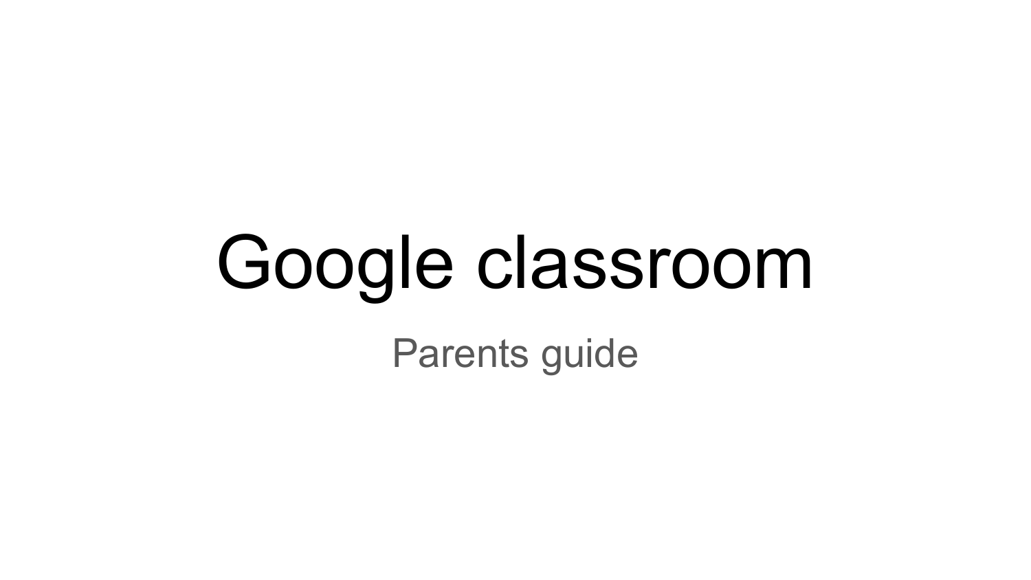# Google classroom

Parents guide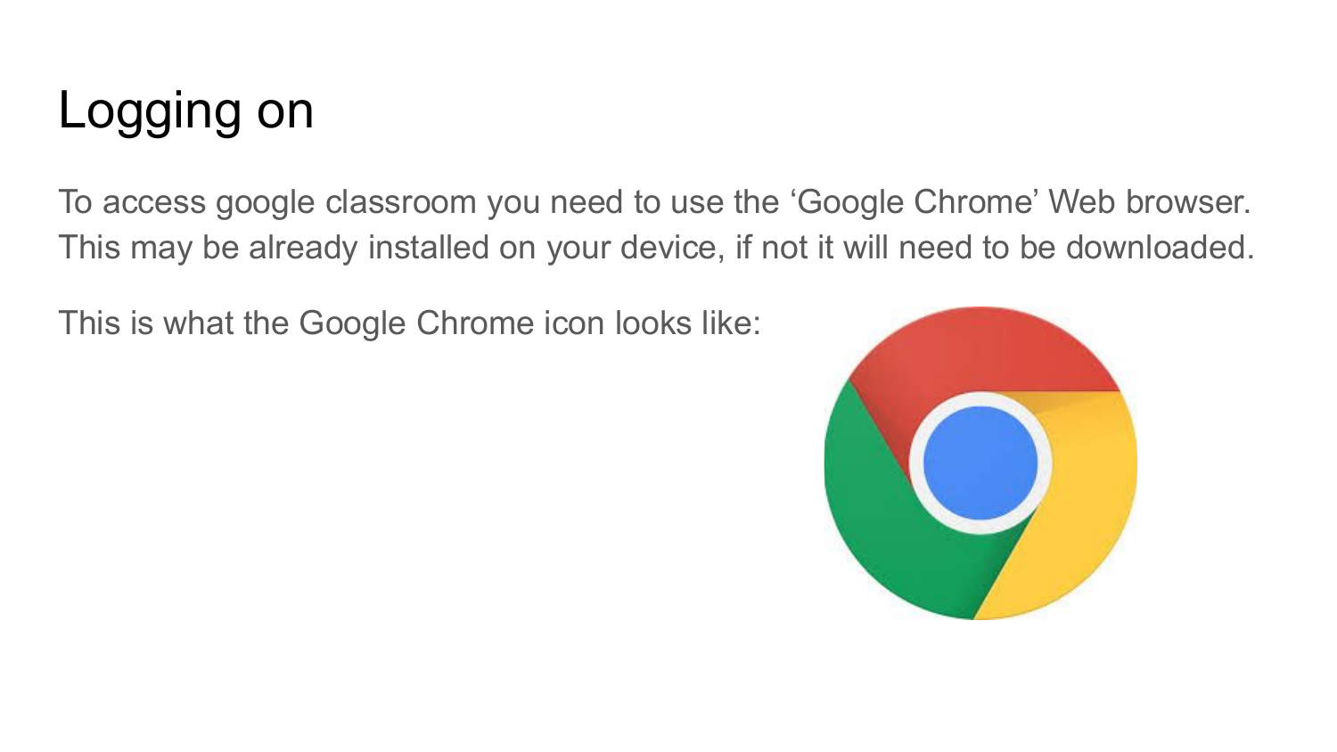# Logging on

To access google classroom you need to use the ‘Google Chrome’ Web browser. This may be already installed on your device, if not it will need to be downloaded.

This is what the Google Chrome icon looks like: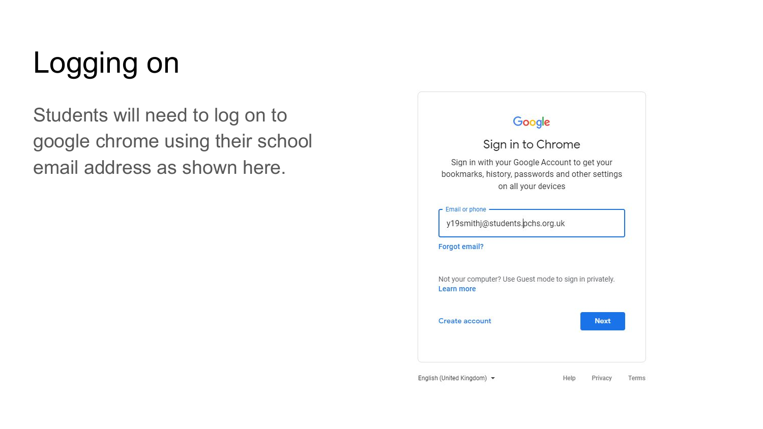# Logging on

Students will need to log on to google chrome using their school email address as shown here.

Google

Sign in to Chrome

Sign in with your Google Account to get your bookmarks, history, passwords and other settings on all your devices

Email or phone

y19smithj@students.pchs.org.uk

Forgot email?

Not your computer? Use Guest mode to sign in privately.
Learn more

Create account

Next

English (United Kingdom)

Help Privacy Terms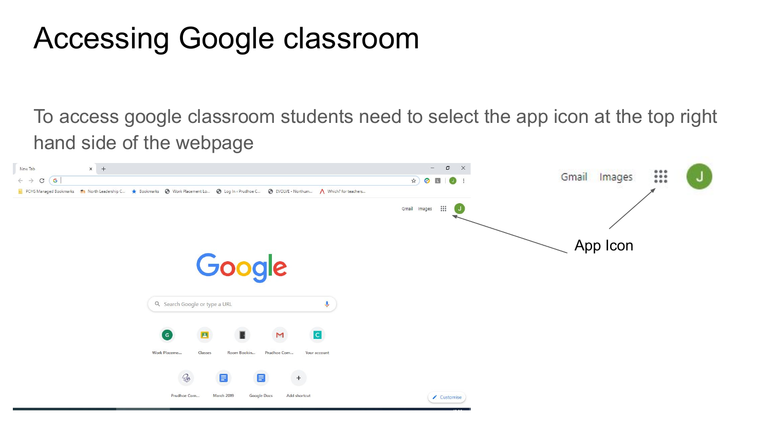# Accessing Google classroom

To access google classroom students need to select the app icon at the top right hand side of the webpage

App Icon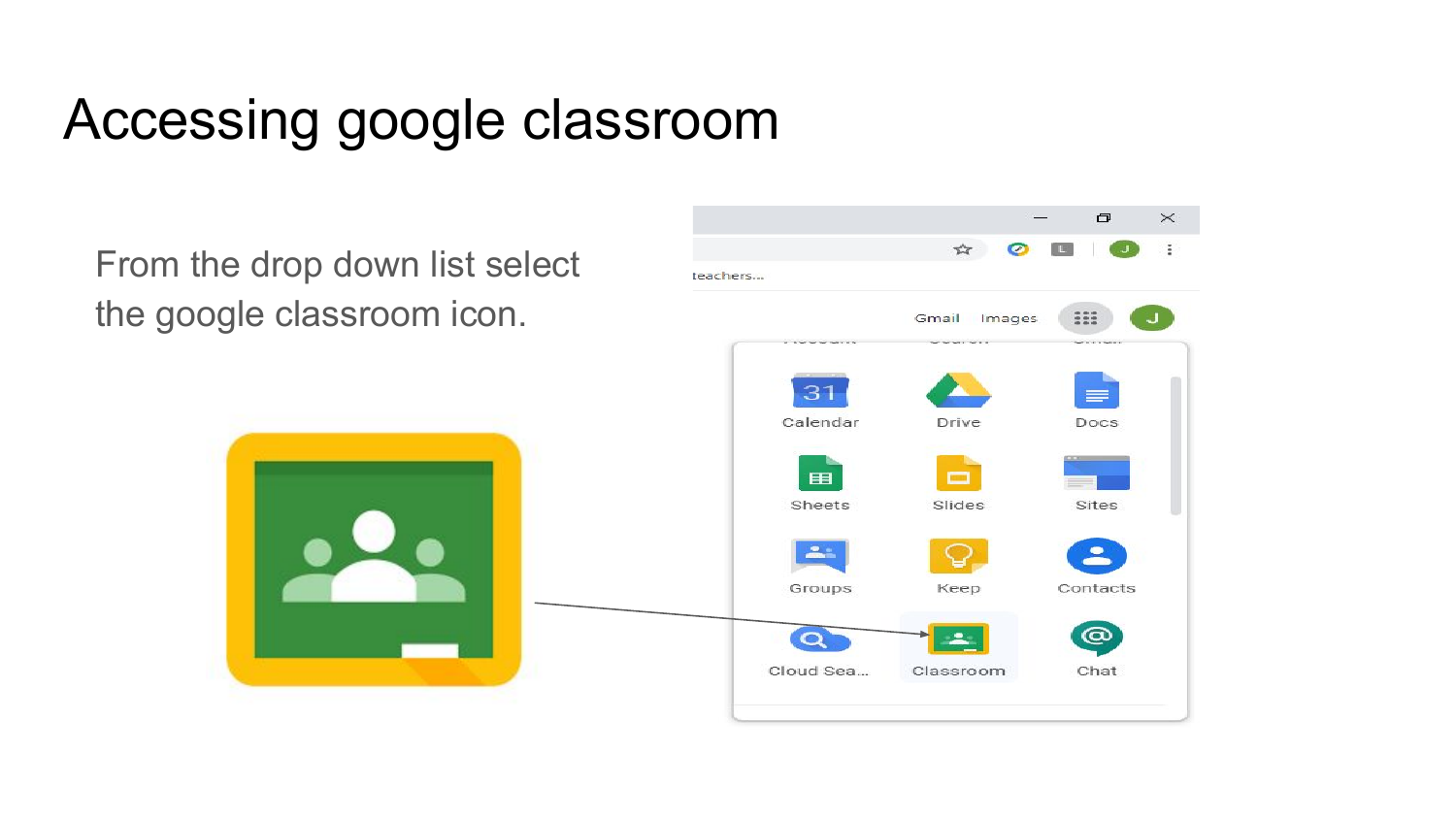# Accessing google classroom

From the drop down list select the google classroom icon.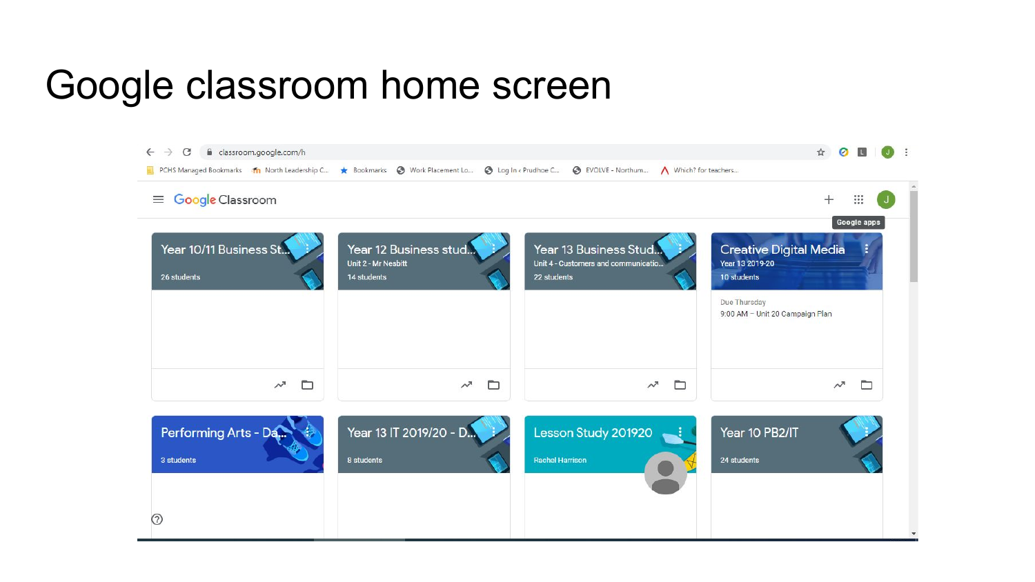# Google classroom home screen

classroom.google.com/h

PCHS Managed Bookmarks | North Leadership C... | Bookmarks | Work Placement Lo... | Log In ‹ Prudhoe C... | EVOLVE - Northum... | Which? for teachers...

Google Classroom

Google apps

Year 10/11 Business St...
26 students

Year 12 Business stud...
Unit 2 - Mr Nesbitt
14 students

Year 13 Business Stud...
Unit 4 - Customers and communicatio...
22 students

Creative Digital Media
Year 13 2019-20
10 students
Due Thursday
9:00 AM – Unit 20 Campaign Plan

Performing Arts - Da...
3 students

Year 13 IT 2019/20 - D...
8 students

Lesson Study 201920
Rachel Harrison

Year 10 PB2/IT
24 students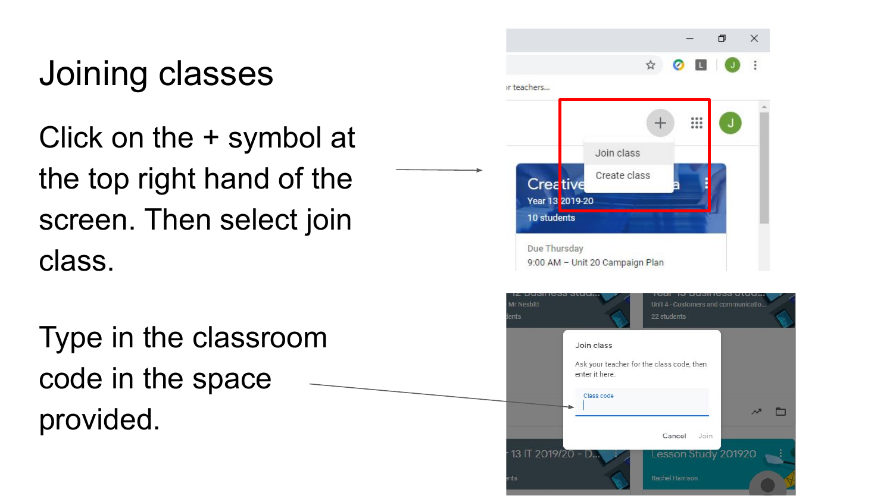# Joining classes

Click on the + symbol at the top right hand of the screen. Then select join class.

Type in the classroom code in the space provided.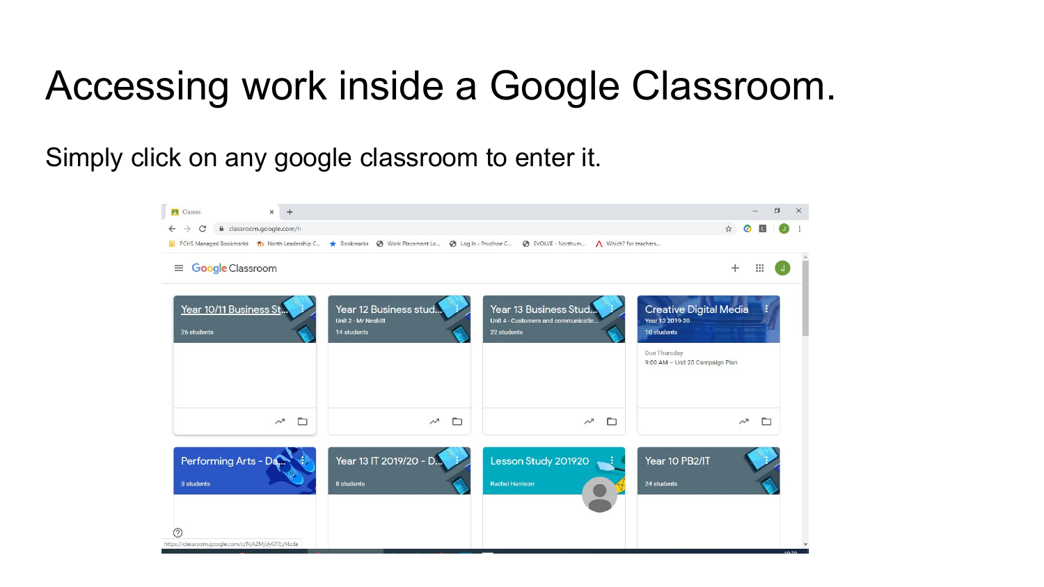# Accessing work inside a Google Classroom.

Simply click on any google classroom to enter it.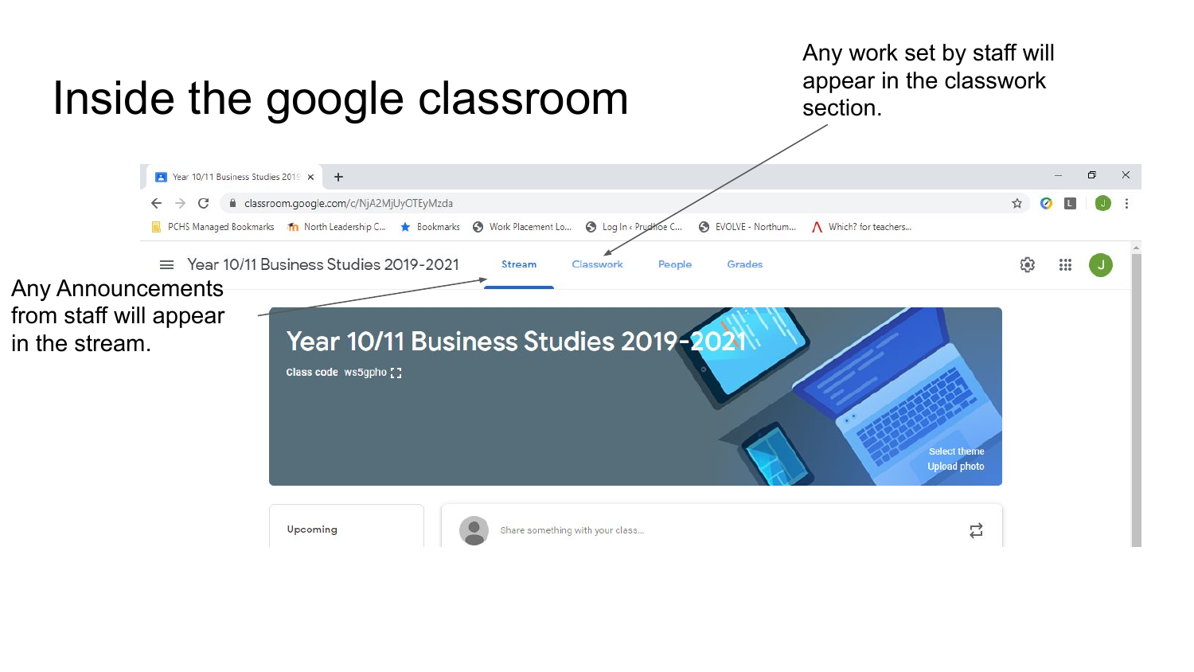# Inside the google classroom

Any work set by staff will appear in the classwork section.

Any Announcements from staff will appear in the stream.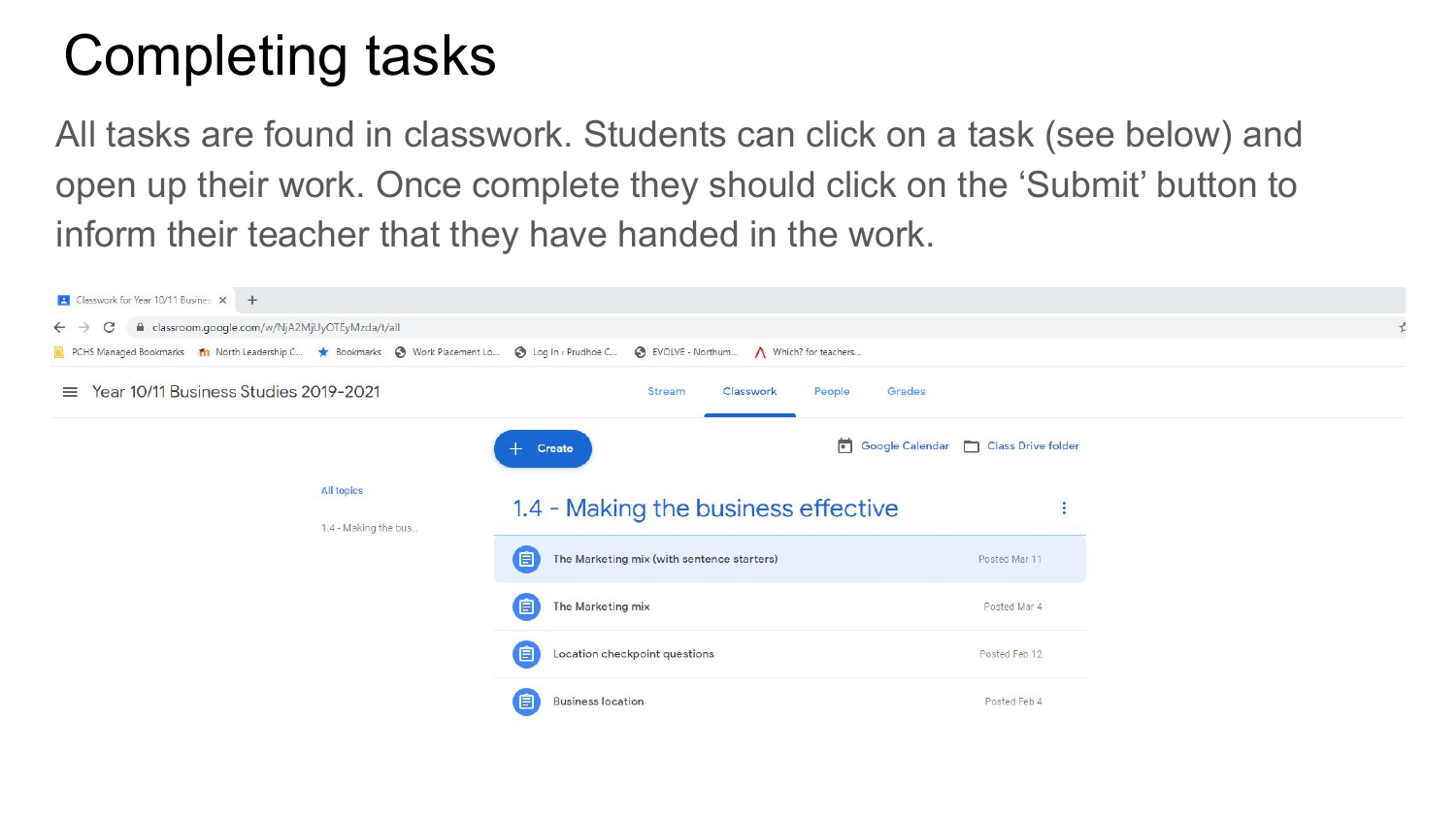# Completing tasks

All tasks are found in classwork. Students can click on a task (see below) and open up their work. Once complete they should click on the 'Submit' button to inform their teacher that they have handed in the work.

Classwork for Year 10/11 Busines

classroom.google.com/w/NjA2MjUyOTEyMzda/t/all

PCHS Managed Bookmarks | North Leadership C... | Bookmarks | Work Placement Lo... | Log In ‹ Prudhoe C... | EVOLVE - Northum... | Which? for teachers...

Year 10/11 Business Studies 2019-2021

Stream | Classwork | People | Grades

Create

Google Calendar | Class Drive folder

All topics

1.4 - Making the bus...

1.4 - Making the business effective

The Marketing mix (with sentence starters) — Posted Mar 11

The Marketing mix — Posted Mar 4

Location checkpoint questions — Posted Feb 12

Business location — Posted Feb 4